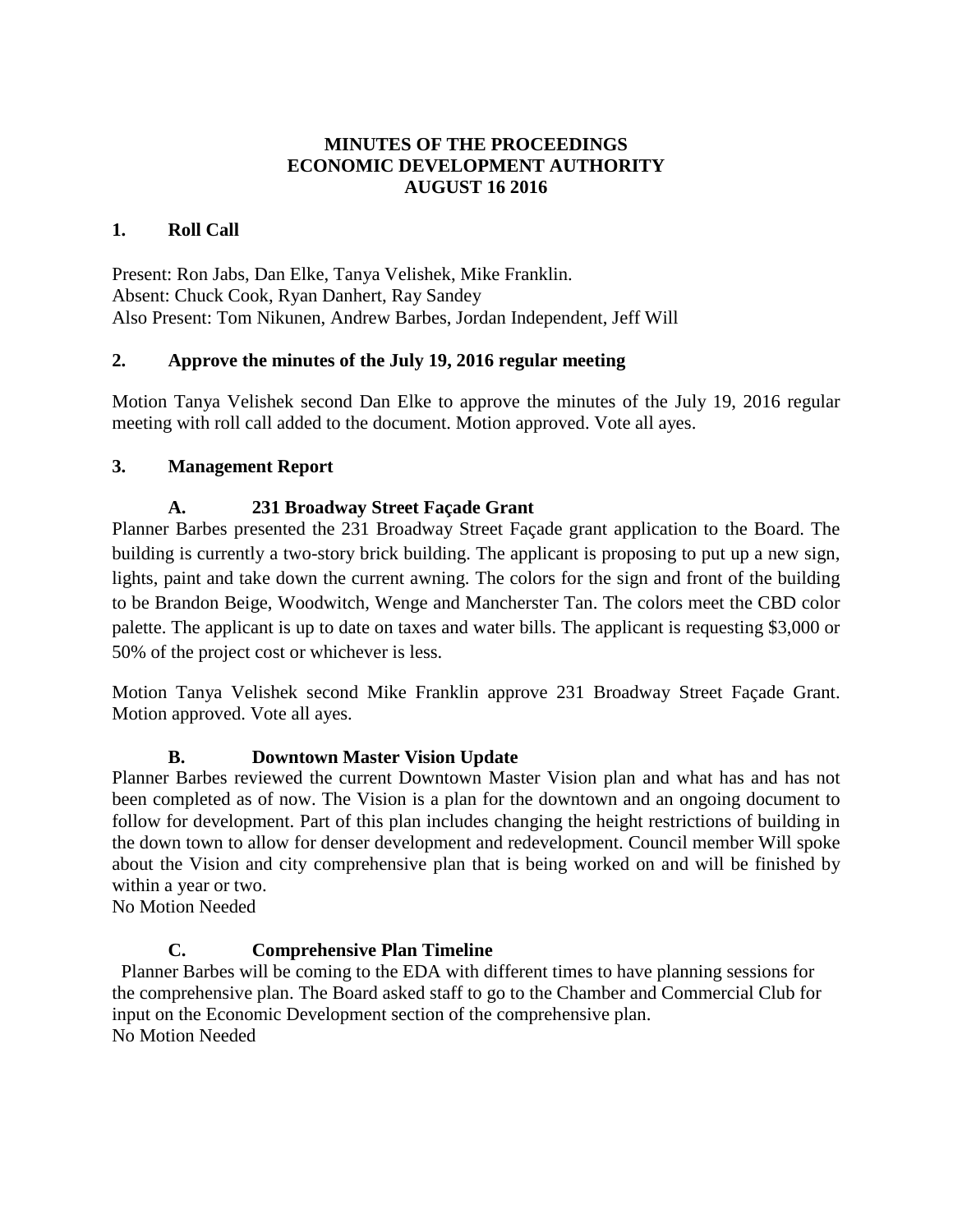**MINUTES OF THE PROCEEDINGS**
**ECONOMIC DEVELOPMENT AUTHORITY**
**AUGUST 16 2016**

## 1. Roll Call

Present: Ron Jabs, Dan Elke, Tanya Velishek, Mike Franklin.
Absent: Chuck Cook, Ryan Danhert, Ray Sandey
Also Present: Tom Nikunen, Andrew Barbes, Jordan Independent, Jeff Will

## 2. Approve the minutes of the July 19, 2016 regular meeting

Motion Tanya Velishek second Dan Elke to approve the minutes of the July 19, 2016 regular meeting with roll call added to the document. Motion approved. Vote all ayes.

## 3. Management Report

### A. 231 Broadway Street Façade Grant

Planner Barbes presented the 231 Broadway Street Façade grant application to the Board. The building is currently a two-story brick building. The applicant is proposing to put up a new sign, lights, paint and take down the current awning. The colors for the sign and front of the building to be Brandon Beige, Woodwitch, Wenge and Mancherster Tan. The colors meet the CBD color palette. The applicant is up to date on taxes and water bills. The applicant is requesting $3,000 or 50% of the project cost or whichever is less.

Motion Tanya Velishek second Mike Franklin approve 231 Broadway Street Façade Grant. Motion approved. Vote all ayes.

### B. Downtown Master Vision Update

Planner Barbes reviewed the current Downtown Master Vision plan and what has and has not been completed as of now. The Vision is a plan for the downtown and an ongoing document to follow for development. Part of this plan includes changing the height restrictions of building in the down town to allow for denser development and redevelopment. Council member Will spoke about the Vision and city comprehensive plan that is being worked on and will be finished by within a year or two.
No Motion Needed

### C. Comprehensive Plan Timeline

Planner Barbes will be coming to the EDA with different times to have planning sessions for the comprehensive plan. The Board asked staff to go to the Chamber and Commercial Club for input on the Economic Development section of the comprehensive plan.
No Motion Needed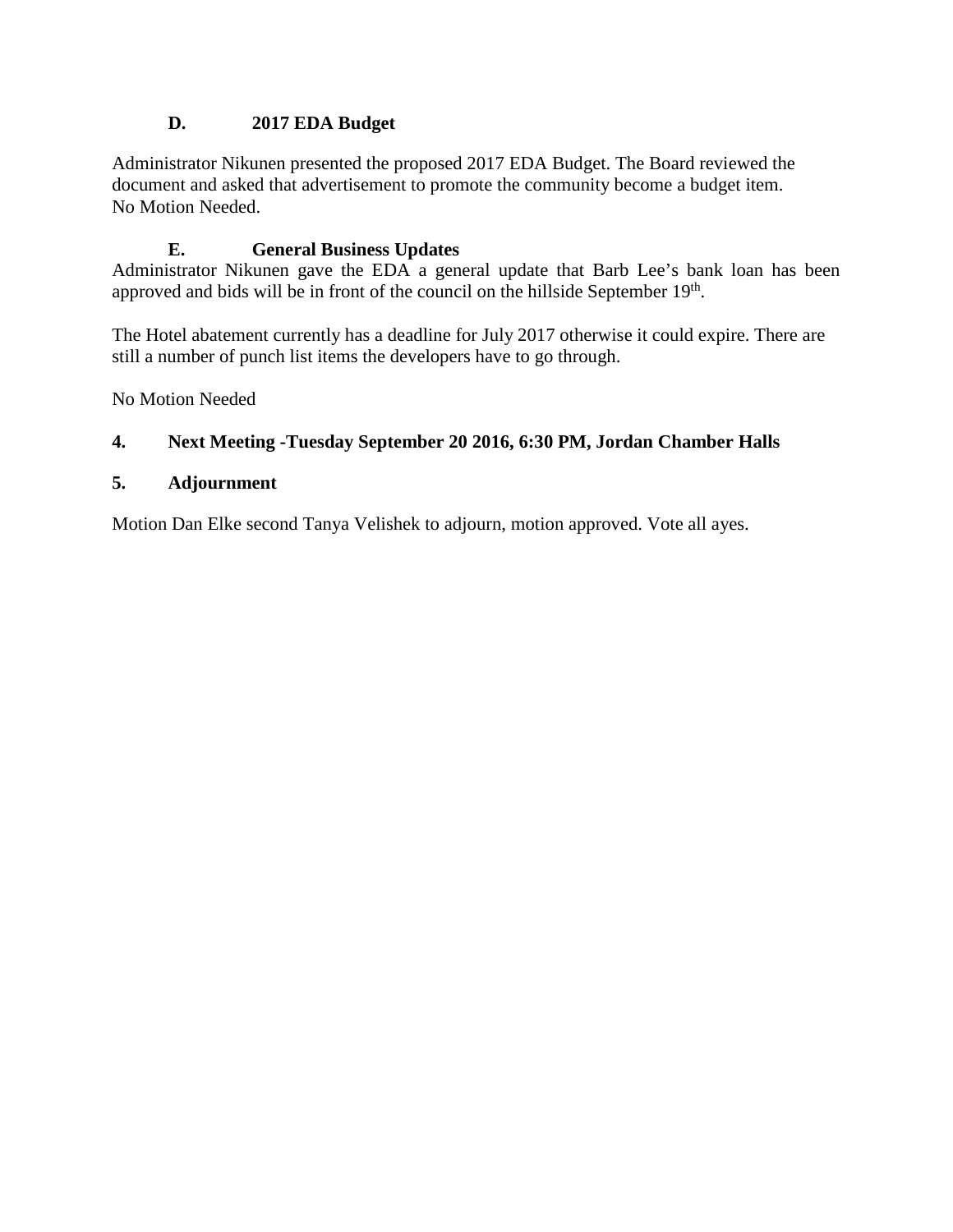### D. 2017 EDA Budget

Administrator Nikunen presented the proposed 2017 EDA Budget. The Board reviewed the document and asked that advertisement to promote the community become a budget item.
No Motion Needed.

### E. General Business Updates

Administrator Nikunen gave the EDA a general update that Barb Lee's bank loan has been approved and bids will be in front of the council on the hillside September 19th.

The Hotel abatement currently has a deadline for July 2017 otherwise it could expire. There are still a number of punch list items the developers have to go through.

No Motion Needed

## 4. Next Meeting -Tuesday September 20 2016, 6:30 PM, Jordan Chamber Halls

## 5. Adjournment

Motion Dan Elke second Tanya Velishek to adjourn, motion approved. Vote all ayes.